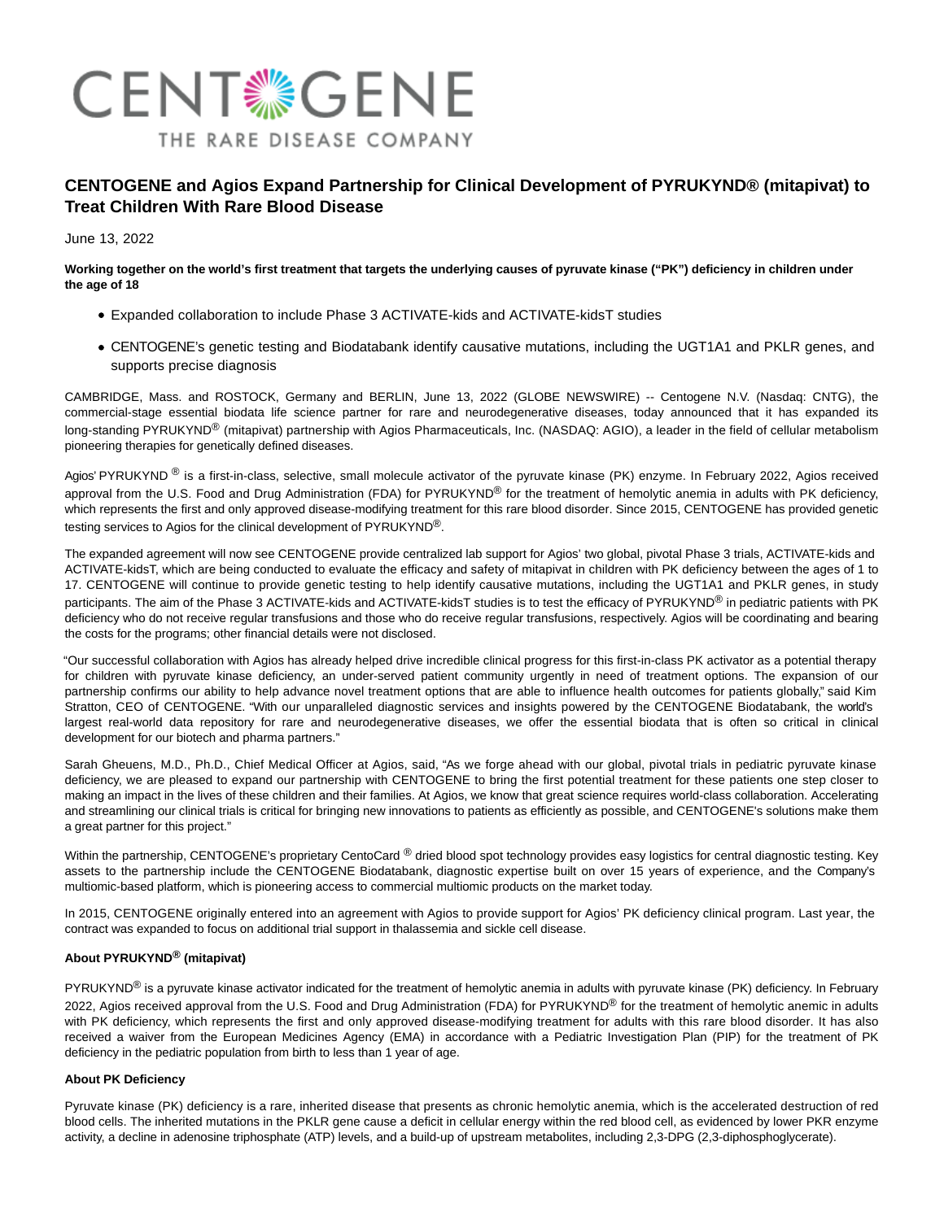CENTOGENE
THE RARE DISEASE COMPANY

# CENTOGENE and Agios Expand Partnership for Clinical Development of PYRUKYND® (mitapivat) to Treat Children With Rare Blood Disease

June 13, 2022

**Working together on the world's first treatment that targets the underlying causes of pyruvate kinase ("PK") deficiency in children under the age of 18**

- Expanded collaboration to include Phase 3 ACTIVATE-kids and ACTIVATE-kidsT studies
- CENTOGENE's genetic testing and Biodatabank identify causative mutations, including the UGT1A1 and PKLR genes, and supports precise diagnosis

CAMBRIDGE, Mass. and ROSTOCK, Germany and BERLIN, June 13, 2022 (GLOBE NEWSWIRE) -- Centogene N.V. (Nasdaq: CNTG), the commercial-stage essential biodata life science partner for rare and neurodegenerative diseases, today announced that it has expanded its long-standing PYRUKYND® (mitapivat) partnership with Agios Pharmaceuticals, Inc. (NASDAQ: AGIO), a leader in the field of cellular metabolism pioneering therapies for genetically defined diseases.

Agios' PYRUKYND ® is a first-in-class, selective, small molecule activator of the pyruvate kinase (PK) enzyme. In February 2022, Agios received approval from the U.S. Food and Drug Administration (FDA) for PYRUKYND® for the treatment of hemolytic anemia in adults with PK deficiency, which represents the first and only approved disease-modifying treatment for this rare blood disorder. Since 2015, CENTOGENE has provided genetic testing services to Agios for the clinical development of PYRUKYND®.

The expanded agreement will now see CENTOGENE provide centralized lab support for Agios' two global, pivotal Phase 3 trials, ACTIVATE-kids and ACTIVATE-kidsT, which are being conducted to evaluate the efficacy and safety of mitapivat in children with PK deficiency between the ages of 1 to 17. CENTOGENE will continue to provide genetic testing to help identify causative mutations, including the UGT1A1 and PKLR genes, in study participants. The aim of the Phase 3 ACTIVATE-kids and ACTIVATE-kidsT studies is to test the efficacy of PYRUKYND® in pediatric patients with PK deficiency who do not receive regular transfusions and those who do receive regular transfusions, respectively. Agios will be coordinating and bearing the costs for the programs; other financial details were not disclosed.

"Our successful collaboration with Agios has already helped drive incredible clinical progress for this first-in-class PK activator as a potential therapy for children with pyruvate kinase deficiency, an under-served patient community urgently in need of treatment options. The expansion of our partnership confirms our ability to help advance novel treatment options that are able to influence health outcomes for patients globally," said Kim Stratton, CEO of CENTOGENE. "With our unparalleled diagnostic services and insights powered by the CENTOGENE Biodatabank, the world's largest real-world data repository for rare and neurodegenerative diseases, we offer the essential biodata that is often so critical in clinical development for our biotech and pharma partners."

Sarah Gheuens, M.D., Ph.D., Chief Medical Officer at Agios, said, "As we forge ahead with our global, pivotal trials in pediatric pyruvate kinase deficiency, we are pleased to expand our partnership with CENTOGENE to bring the first potential treatment for these patients one step closer to making an impact in the lives of these children and their families. At Agios, we know that great science requires world-class collaboration. Accelerating and streamlining our clinical trials is critical for bringing new innovations to patients as efficiently as possible, and CENTOGENE's solutions make them a great partner for this project."

Within the partnership, CENTOGENE's proprietary CentoCard ® dried blood spot technology provides easy logistics for central diagnostic testing. Key assets to the partnership include the CENTOGENE Biodatabank, diagnostic expertise built on over 15 years of experience, and the Company's multiomic-based platform, which is pioneering access to commercial multiomic products on the market today.

In 2015, CENTOGENE originally entered into an agreement with Agios to provide support for Agios' PK deficiency clinical program. Last year, the contract was expanded to focus on additional trial support in thalassemia and sickle cell disease.

**About PYRUKYND® (mitapivat)**

PYRUKYND® is a pyruvate kinase activator indicated for the treatment of hemolytic anemia in adults with pyruvate kinase (PK) deficiency. In February 2022, Agios received approval from the U.S. Food and Drug Administration (FDA) for PYRUKYND® for the treatment of hemolytic anemic in adults with PK deficiency, which represents the first and only approved disease-modifying treatment for adults with this rare blood disorder. It has also received a waiver from the European Medicines Agency (EMA) in accordance with a Pediatric Investigation Plan (PIP) for the treatment of PK deficiency in the pediatric population from birth to less than 1 year of age.

**About PK Deficiency**

Pyruvate kinase (PK) deficiency is a rare, inherited disease that presents as chronic hemolytic anemia, which is the accelerated destruction of red blood cells. The inherited mutations in the PKLR gene cause a deficit in cellular energy within the red blood cell, as evidenced by lower PKR enzyme activity, a decline in adenosine triphosphate (ATP) levels, and a build-up of upstream metabolites, including 2,3-DPG (2,3-diphosphoglycerate).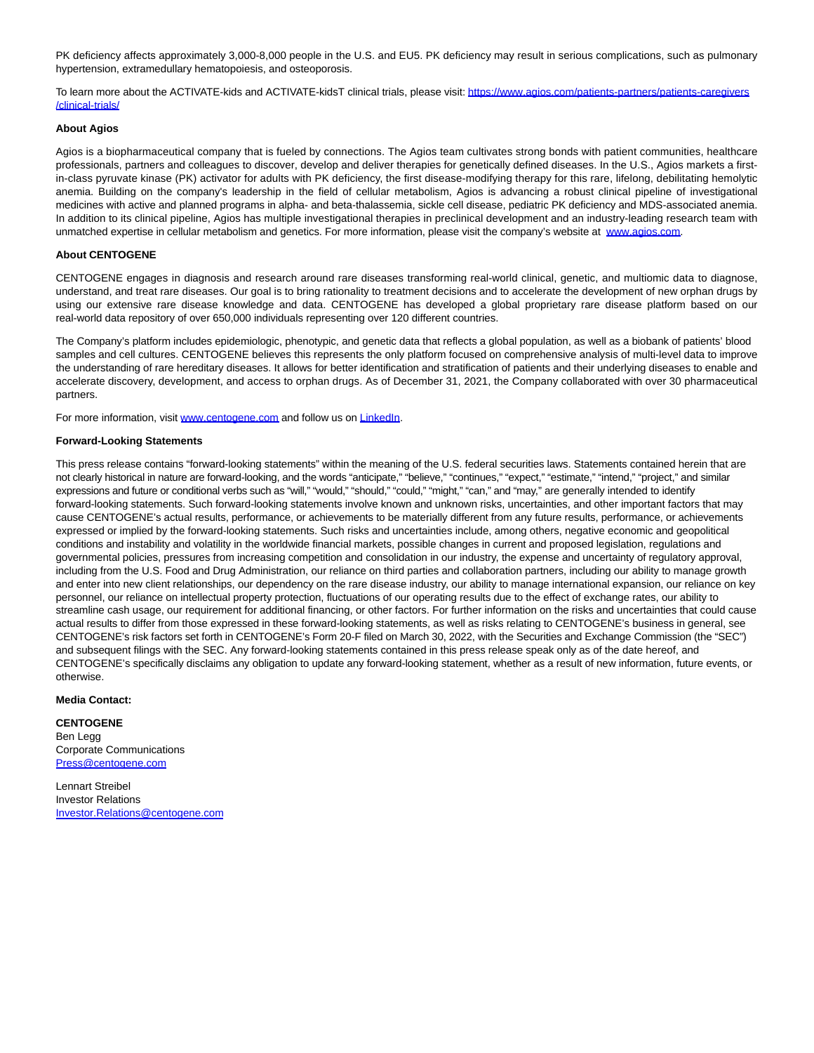PK deficiency affects approximately 3,000-8,000 people in the U.S. and EU5. PK deficiency may result in serious complications, such as pulmonary hypertension, extramedullary hematopoiesis, and osteoporosis.

To learn more about the ACTIVATE-kids and ACTIVATE-kidsT clinical trials, please visit: https://www.agios.com/patients-partners/patients-caregivers/clinical-trials/

**About Agios**

Agios is a biopharmaceutical company that is fueled by connections. The Agios team cultivates strong bonds with patient communities, healthcare professionals, partners and colleagues to discover, develop and deliver therapies for genetically defined diseases. In the U.S., Agios markets a first-in-class pyruvate kinase (PK) activator for adults with PK deficiency, the first disease-modifying therapy for this rare, lifelong, debilitating hemolytic anemia. Building on the company's leadership in the field of cellular metabolism, Agios is advancing a robust clinical pipeline of investigational medicines with active and planned programs in alpha- and beta-thalassemia, sickle cell disease, pediatric PK deficiency and MDS-associated anemia. In addition to its clinical pipeline, Agios has multiple investigational therapies in preclinical development and an industry-leading research team with unmatched expertise in cellular metabolism and genetics. For more information, please visit the company's website at www.agios.com.

**About CENTOGENE**

CENTOGENE engages in diagnosis and research around rare diseases transforming real-world clinical, genetic, and multiomic data to diagnose, understand, and treat rare diseases. Our goal is to bring rationality to treatment decisions and to accelerate the development of new orphan drugs by using our extensive rare disease knowledge and data. CENTOGENE has developed a global proprietary rare disease platform based on our real-world data repository of over 650,000 individuals representing over 120 different countries.

The Company's platform includes epidemiologic, phenotypic, and genetic data that reflects a global population, as well as a biobank of patients' blood samples and cell cultures. CENTOGENE believes this represents the only platform focused on comprehensive analysis of multi-level data to improve the understanding of rare hereditary diseases. It allows for better identification and stratification of patients and their underlying diseases to enable and accelerate discovery, development, and access to orphan drugs. As of December 31, 2021, the Company collaborated with over 30 pharmaceutical partners.

For more information, visit www.centogene.com and follow us on LinkedIn.

**Forward-Looking Statements**

This press release contains "forward-looking statements" within the meaning of the U.S. federal securities laws. Statements contained herein that are not clearly historical in nature are forward-looking, and the words "anticipate," "believe," "continues," "expect," "estimate," "intend," "project," and similar expressions and future or conditional verbs such as "will," "would," "should," "could," "might," "can," and "may," are generally intended to identify forward-looking statements. Such forward-looking statements involve known and unknown risks, uncertainties, and other important factors that may cause CENTOGENE's actual results, performance, or achievements to be materially different from any future results, performance, or achievements expressed or implied by the forward-looking statements. Such risks and uncertainties include, among others, negative economic and geopolitical conditions and instability and volatility in the worldwide financial markets, possible changes in current and proposed legislation, regulations and governmental policies, pressures from increasing competition and consolidation in our industry, the expense and uncertainty of regulatory approval, including from the U.S. Food and Drug Administration, our reliance on third parties and collaboration partners, including our ability to manage growth and enter into new client relationships, our dependency on the rare disease industry, our ability to manage international expansion, our reliance on key personnel, our reliance on intellectual property protection, fluctuations of our operating results due to the effect of exchange rates, our ability to streamline cash usage, our requirement for additional financing, or other factors. For further information on the risks and uncertainties that could cause actual results to differ from those expressed in these forward-looking statements, as well as risks relating to CENTOGENE's business in general, see CENTOGENE's risk factors set forth in CENTOGENE's Form 20-F filed on March 30, 2022, with the Securities and Exchange Commission (the "SEC") and subsequent filings with the SEC. Any forward-looking statements contained in this press release speak only as of the date hereof, and CENTOGENE's specifically disclaims any obligation to update any forward-looking statement, whether as a result of new information, future events, or otherwise.

**Media Contact:**

**CENTOGENE**
Ben Legg
Corporate Communications
Press@centogene.com

Lennart Streibel
Investor Relations
Investor.Relations@centogene.com